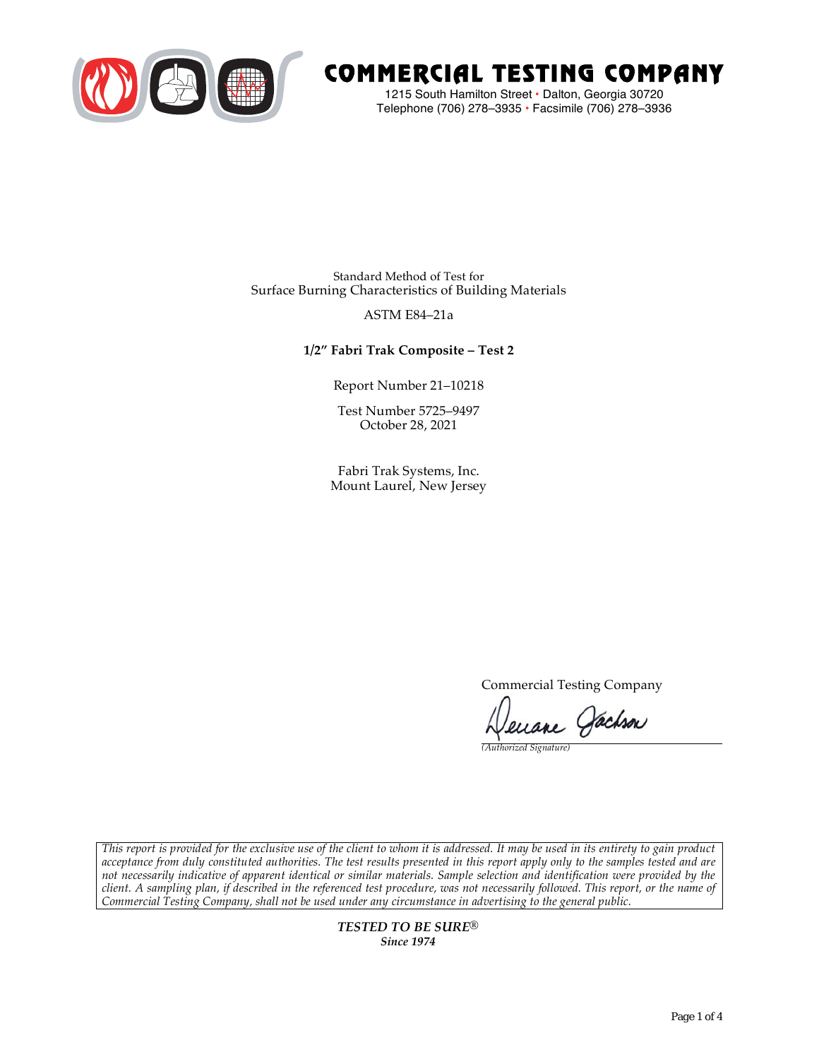# COMMERCIAL TESTING COMPANY

1215 South Hamilton Street • Dalton, Georgia 30720
Telephone (706) 278–3935 • Facsimile (706) 278–3936

Standard Method of Test for
Surface Burning Characteristics of Building Materials

ASTM E84–21a

**1/2″ Fabri Trak Composite – Test 2**

Report Number 21–10218

Test Number 5725–9497
October 28, 2021

Fabri Trak Systems, Inc.
Mount Laurel, New Jersey

Commercial Testing Company

*(Authorized Signature)*

*This report is provided for the exclusive use of the client to whom it is addressed. It may be used in its entirety to gain product acceptance from duly constituted authorities. The test results presented in this report apply only to the samples tested and are not necessarily indicative of apparent identical or similar materials. Sample selection and identification were provided by the client. A sampling plan, if described in the referenced test procedure, was not necessarily followed. This report, or the name of Commercial Testing Company, shall not be used under any circumstance in advertising to the general public.*

***TESTED TO BE SURE®***
***Since 1974***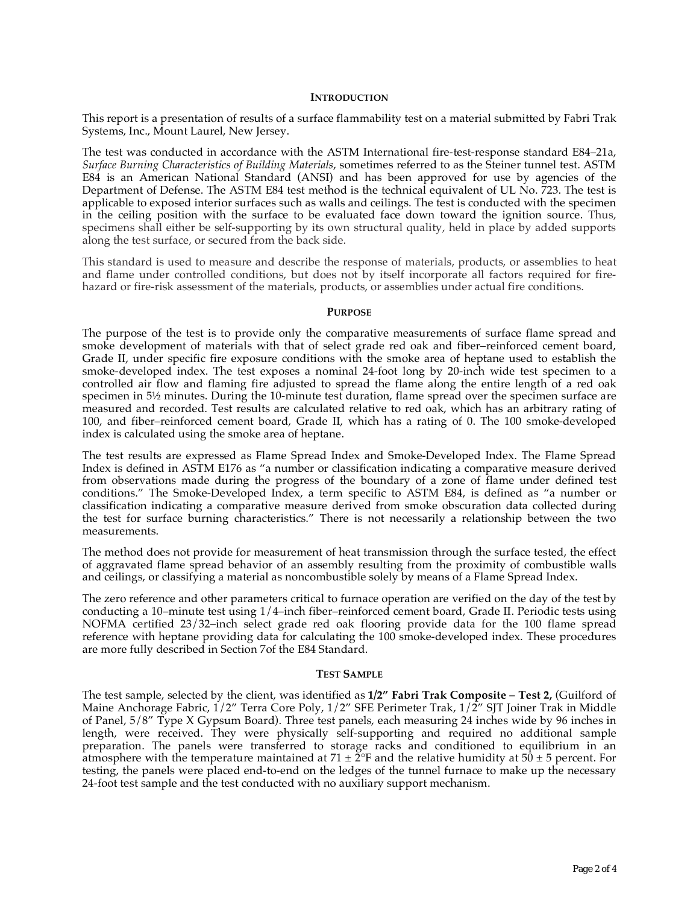## INTRODUCTION

This report is a presentation of results of a surface flammability test on a material submitted by Fabri Trak Systems, Inc., Mount Laurel, New Jersey.

The test was conducted in accordance with the ASTM International fire-test-response standard E84–21a, *Surface Burning Characteristics of Building Materials*, sometimes referred to as the Steiner tunnel test. ASTM E84 is an American National Standard (ANSI) and has been approved for use by agencies of the Department of Defense. The ASTM E84 test method is the technical equivalent of UL No. 723. The test is applicable to exposed interior surfaces such as walls and ceilings. The test is conducted with the specimen in the ceiling position with the surface to be evaluated face down toward the ignition source. Thus, specimens shall either be self-supporting by its own structural quality, held in place by added supports along the test surface, or secured from the back side.

This standard is used to measure and describe the response of materials, products, or assemblies to heat and flame under controlled conditions, but does not by itself incorporate all factors required for fire-hazard or fire-risk assessment of the materials, products, or assemblies under actual fire conditions.

## PURPOSE

The purpose of the test is to provide only the comparative measurements of surface flame spread and smoke development of materials with that of select grade red oak and fiber–reinforced cement board, Grade II, under specific fire exposure conditions with the smoke area of heptane used to establish the smoke-developed index. The test exposes a nominal 24-foot long by 20-inch wide test specimen to a controlled air flow and flaming fire adjusted to spread the flame along the entire length of a red oak specimen in 5½ minutes. During the 10-minute test duration, flame spread over the specimen surface are measured and recorded. Test results are calculated relative to red oak, which has an arbitrary rating of 100, and fiber–reinforced cement board, Grade II, which has a rating of 0. The 100 smoke-developed index is calculated using the smoke area of heptane.

The test results are expressed as Flame Spread Index and Smoke-Developed Index. The Flame Spread Index is defined in ASTM E176 as "a number or classification indicating a comparative measure derived from observations made during the progress of the boundary of a zone of flame under defined test conditions." The Smoke-Developed Index, a term specific to ASTM E84, is defined as "a number or classification indicating a comparative measure derived from smoke obscuration data collected during the test for surface burning characteristics." There is not necessarily a relationship between the two measurements.

The method does not provide for measurement of heat transmission through the surface tested, the effect of aggravated flame spread behavior of an assembly resulting from the proximity of combustible walls and ceilings, or classifying a material as noncombustible solely by means of a Flame Spread Index.

The zero reference and other parameters critical to furnace operation are verified on the day of the test by conducting a 10–minute test using 1/4–inch fiber–reinforced cement board, Grade II. Periodic tests using NOFMA certified 23/32–inch select grade red oak flooring provide data for the 100 flame spread reference with heptane providing data for calculating the 100 smoke-developed index. These procedures are more fully described in Section 7of the E84 Standard.

## TEST SAMPLE

The test sample, selected by the client, was identified as **1/2" Fabri Trak Composite – Test 2,** (Guilford of Maine Anchorage Fabric, 1/2" Terra Core Poly, 1/2" SFE Perimeter Trak, 1/2" SJT Joiner Trak in Middle of Panel, 5/8" Type X Gypsum Board). Three test panels, each measuring 24 inches wide by 96 inches in length, were received. They were physically self-supporting and required no additional sample preparation. The panels were transferred to storage racks and conditioned to equilibrium in an atmosphere with the temperature maintained at 71 ± 2°F and the relative humidity at 50 ± 5 percent. For testing, the panels were placed end-to-end on the ledges of the tunnel furnace to make up the necessary 24-foot test sample and the test conducted with no auxiliary support mechanism.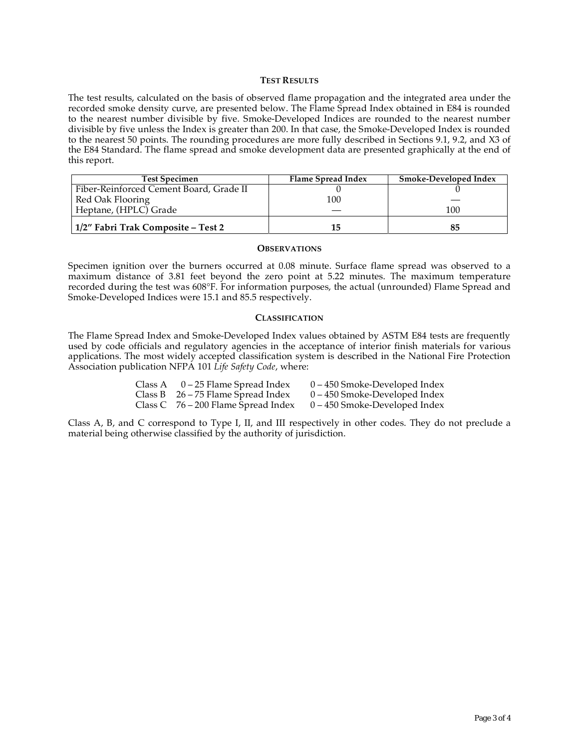## TEST RESULTS

The test results, calculated on the basis of observed flame propagation and the integrated area under the recorded smoke density curve, are presented below. The Flame Spread Index obtained in E84 is rounded to the nearest number divisible by five. Smoke-Developed Indices are rounded to the nearest number divisible by five unless the Index is greater than 200. In that case, the Smoke-Developed Index is rounded to the nearest 50 points. The rounding procedures are more fully described in Sections 9.1, 9.2, and X3 of the E84 Standard. The flame spread and smoke development data are presented graphically at the end of this report.

| Test Specimen | Flame Spread Index | Smoke-Developed Index |
|---|---|---|
| Fiber-Reinforced Cement Board, Grade II | 0 | 0 |
| Red Oak Flooring | 100 | — |
| Heptane, (HPLC) Grade | — | 100 |
| **1/2" Fabri Trak Composite – Test 2** | **15** | **85** |

## OBSERVATIONS

Specimen ignition over the burners occurred at 0.08 minute. Surface flame spread was observed to a maximum distance of 3.81 feet beyond the zero point at 5.22 minutes. The maximum temperature recorded during the test was 608°F. For information purposes, the actual (unrounded) Flame Spread and Smoke-Developed Indices were 15.1 and 85.5 respectively.

## CLASSIFICATION

The Flame Spread Index and Smoke-Developed Index values obtained by ASTM E84 tests are frequently used by code officials and regulatory agencies in the acceptance of interior finish materials for various applications. The most widely accepted classification system is described in the National Fire Protection Association publication NFPA 101 *Life Safety Code*, where:

| | | |
|---|---|---|
| Class A | 0 – 25 Flame Spread Index | 0 – 450 Smoke-Developed Index |
| Class B | 26 – 75 Flame Spread Index | 0 – 450 Smoke-Developed Index |
| Class C | 76 – 200 Flame Spread Index | 0 – 450 Smoke-Developed Index |

Class A, B, and C correspond to Type I, II, and III respectively in other codes. They do not preclude a material being otherwise classified by the authority of jurisdiction.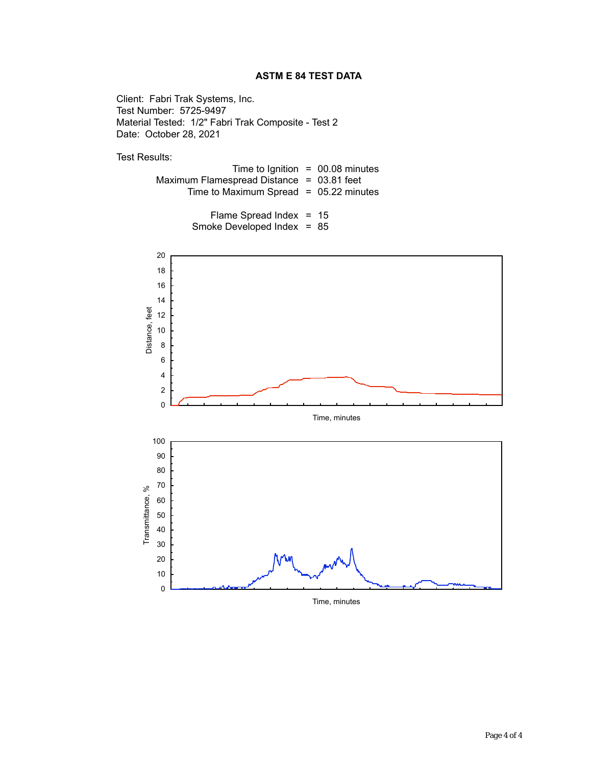# ASTM E 84 TEST DATA

Client: Fabri Trak Systems, Inc.
Test Number: 5725-9497
Material Tested: 1/2" Fabri Trak Composite - Test 2
Date: October 28, 2021

Test Results:

| | | |
|---|---|---|
| Time to Ignition | = | 00.08 minutes |
| Maximum Flamespread Distance | = | 03.81 feet |
| Time to Maximum Spread | = | 05.22 minutes |
| Flame Spread Index | = | 15 |
| Smoke Developed Index | = | 85 |

Distance, feet
20
18
16
14
12
10
8
6
4
2
0
Time, minutes

Transmittance, %
100
90
80
70
60
50
40
30
20
10
0
Time, minutes